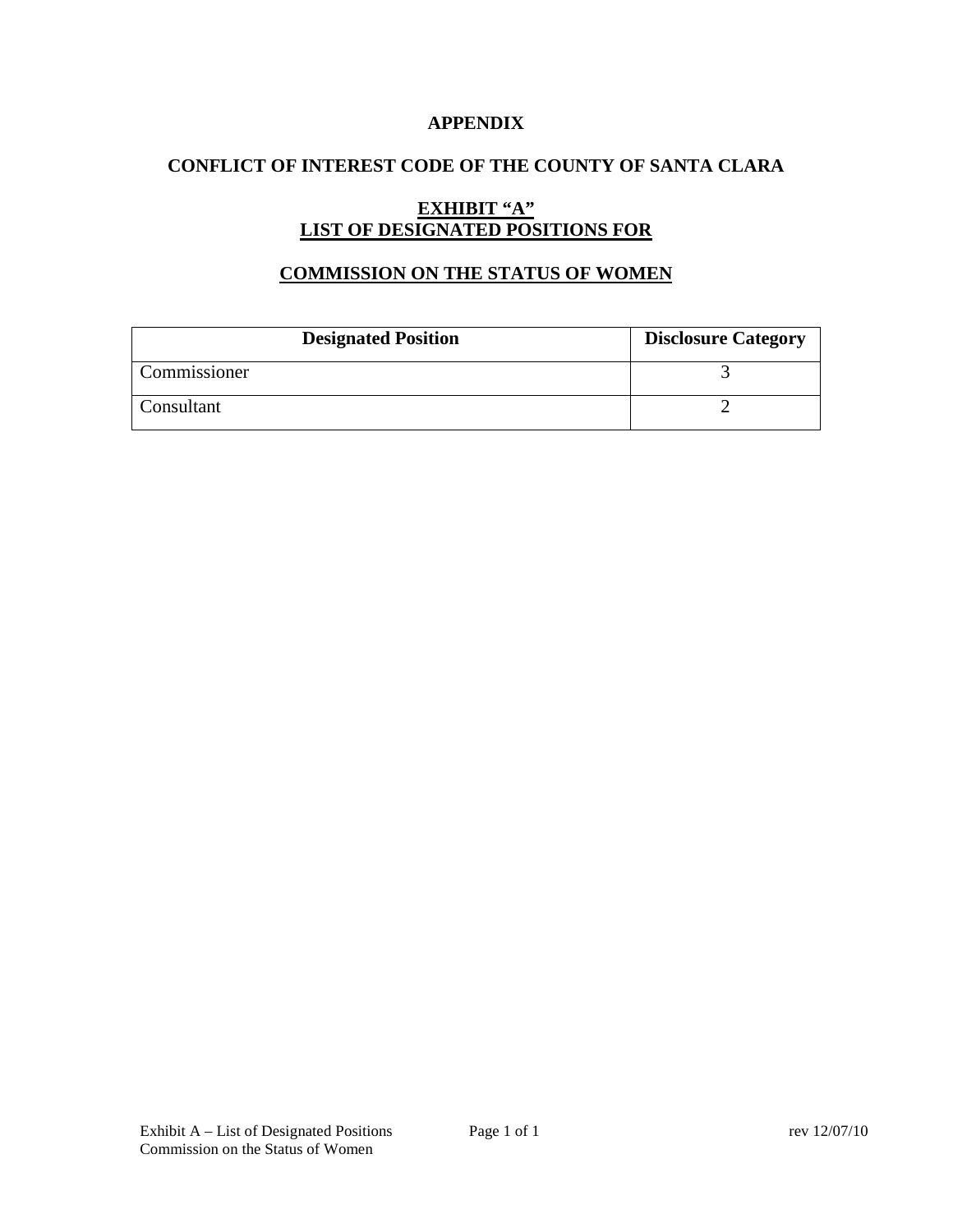# APPENDIX

## CONFLICT OF INTEREST CODE OF THE COUNTY OF SANTA CLARA

## EXHIBIT "A"
## LIST OF DESIGNATED POSITIONS FOR

## COMMISSION ON THE STATUS OF WOMEN

| Designated Position | Disclosure Category |
|---|---|
| Commissioner | 3 |
| Consultant | 2 |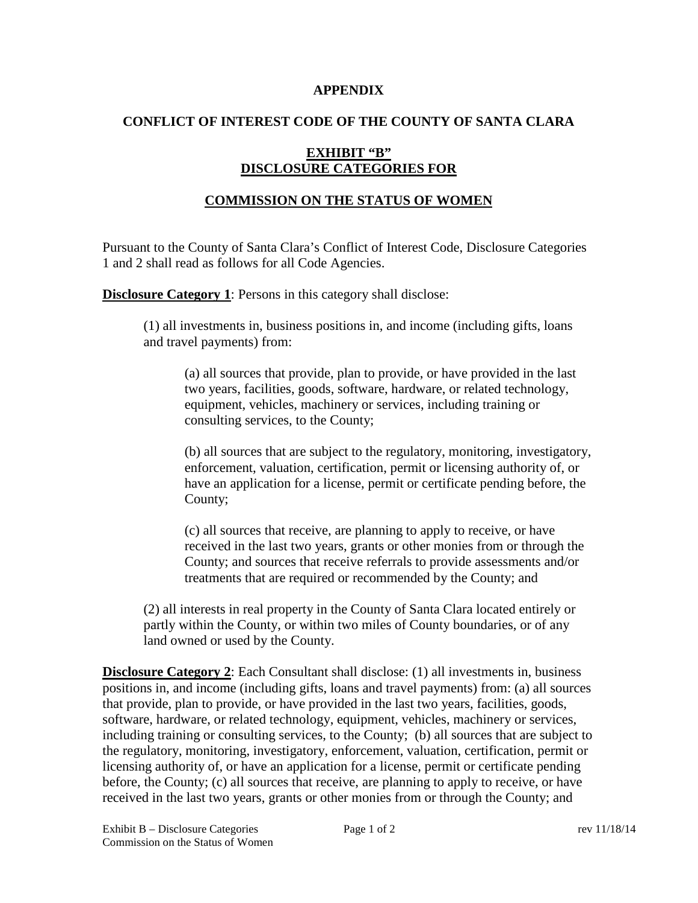**APPENDIX**

**CONFLICT OF INTEREST CODE OF THE COUNTY OF SANTA CLARA**

**EXHIBIT "B"**
**DISCLOSURE CATEGORIES FOR**

**COMMISSION ON THE STATUS OF WOMEN**

Pursuant to the County of Santa Clara's Conflict of Interest Code, Disclosure Categories 1 and 2 shall read as follows for all Code Agencies.

**Disclosure Category 1**: Persons in this category shall disclose:

(1) all investments in, business positions in, and income (including gifts, loans and travel payments) from:

(a) all sources that provide, plan to provide, or have provided in the last two years, facilities, goods, software, hardware, or related technology, equipment, vehicles, machinery or services, including training or consulting services, to the County;

(b) all sources that are subject to the regulatory, monitoring, investigatory, enforcement, valuation, certification, permit or licensing authority of, or have an application for a license, permit or certificate pending before, the County;

(c) all sources that receive, are planning to apply to receive, or have received in the last two years, grants or other monies from or through the County; and sources that receive referrals to provide assessments and/or treatments that are required or recommended by the County; and

(2) all interests in real property in the County of Santa Clara located entirely or partly within the County, or within two miles of County boundaries, or of any land owned or used by the County.

**Disclosure Category 2**: Each Consultant shall disclose: (1) all investments in, business positions in, and income (including gifts, loans and travel payments) from: (a) all sources that provide, plan to provide, or have provided in the last two years, facilities, goods, software, hardware, or related technology, equipment, vehicles, machinery or services, including training or consulting services, to the County; (b) all sources that are subject to the regulatory, monitoring, investigatory, enforcement, valuation, certification, permit or licensing authority of, or have an application for a license, permit or certificate pending before, the County; (c) all sources that receive, are planning to apply to receive, or have received in the last two years, grants or other monies from or through the County; and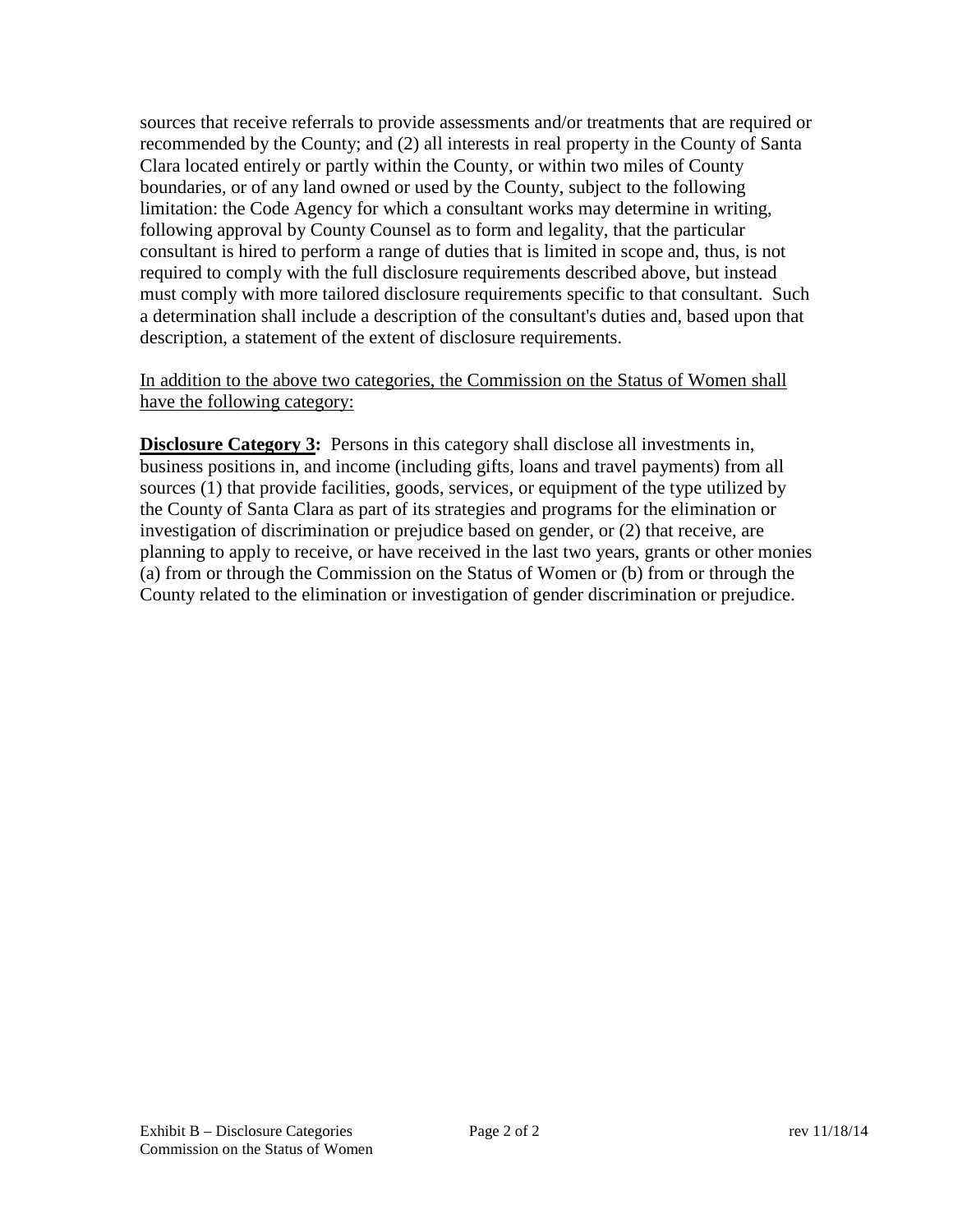sources that receive referrals to provide assessments and/or treatments that are required or recommended by the County; and (2) all interests in real property in the County of Santa Clara located entirely or partly within the County, or within two miles of County boundaries, or of any land owned or used by the County, subject to the following limitation: the Code Agency for which a consultant works may determine in writing, following approval by County Counsel as to form and legality, that the particular consultant is hired to perform a range of duties that is limited in scope and, thus, is not required to comply with the full disclosure requirements described above, but instead must comply with more tailored disclosure requirements specific to that consultant. Such a determination shall include a description of the consultant's duties and, based upon that description, a statement of the extent of disclosure requirements.

<u>In addition to the above two categories, the Commission on the Status of Women shall have the following category:</u>

**<u>Disclosure Category 3:</u>** Persons in this category shall disclose all investments in, business positions in, and income (including gifts, loans and travel payments) from all sources (1) that provide facilities, goods, services, or equipment of the type utilized by the County of Santa Clara as part of its strategies and programs for the elimination or investigation of discrimination or prejudice based on gender, or (2) that receive, are planning to apply to receive, or have received in the last two years, grants or other monies (a) from or through the Commission on the Status of Women or (b) from or through the County related to the elimination or investigation of gender discrimination or prejudice.